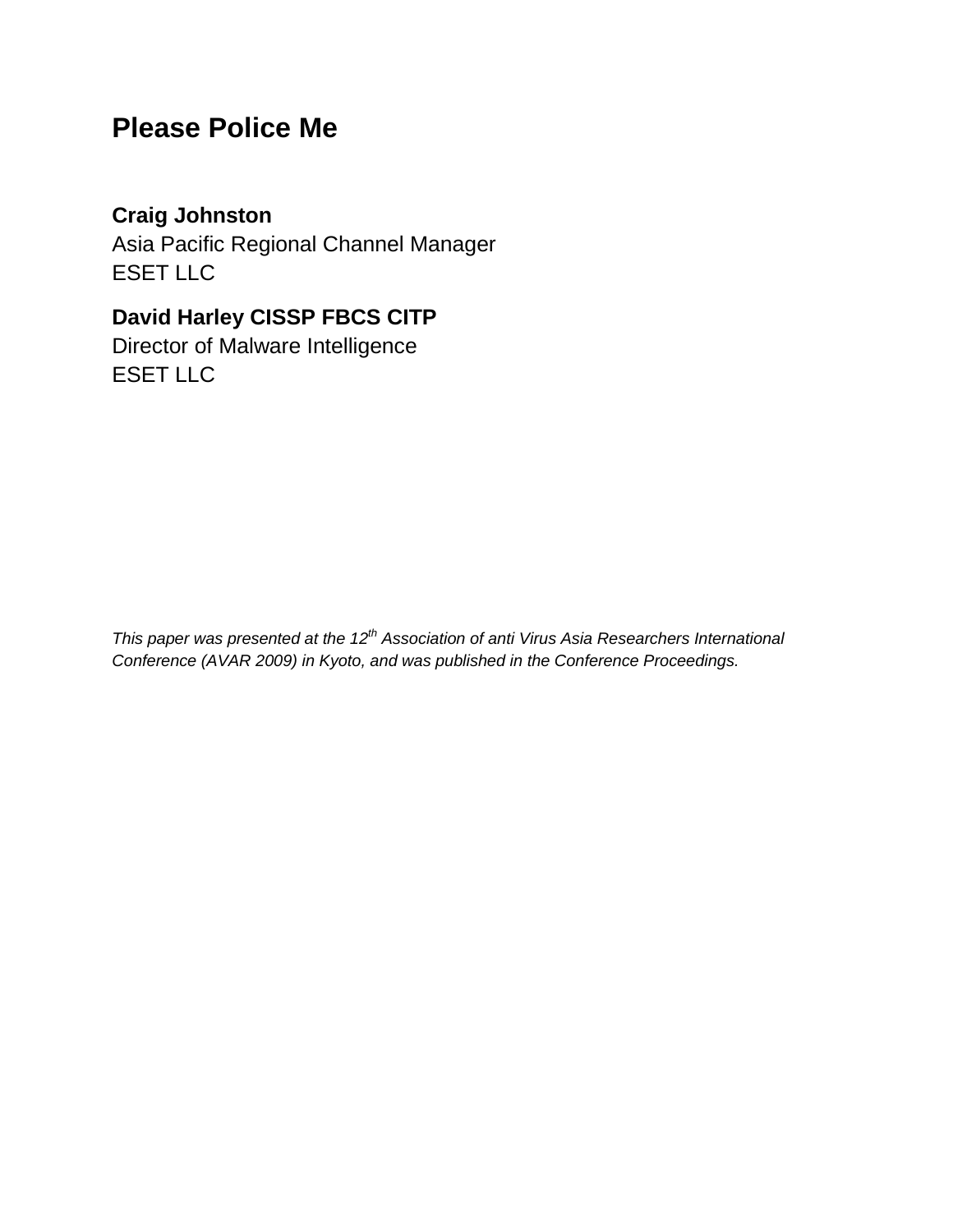# Please Police Me

**Craig Johnston**
Asia Pacific Regional Channel Manager
ESET LLC

**David Harley CISSP FBCS CITP**
Director of Malware Intelligence
ESET LLC

*This paper was presented at the 12th Association of anti Virus Asia Researchers International Conference (AVAR 2009) in Kyoto, and was published in the Conference Proceedings.*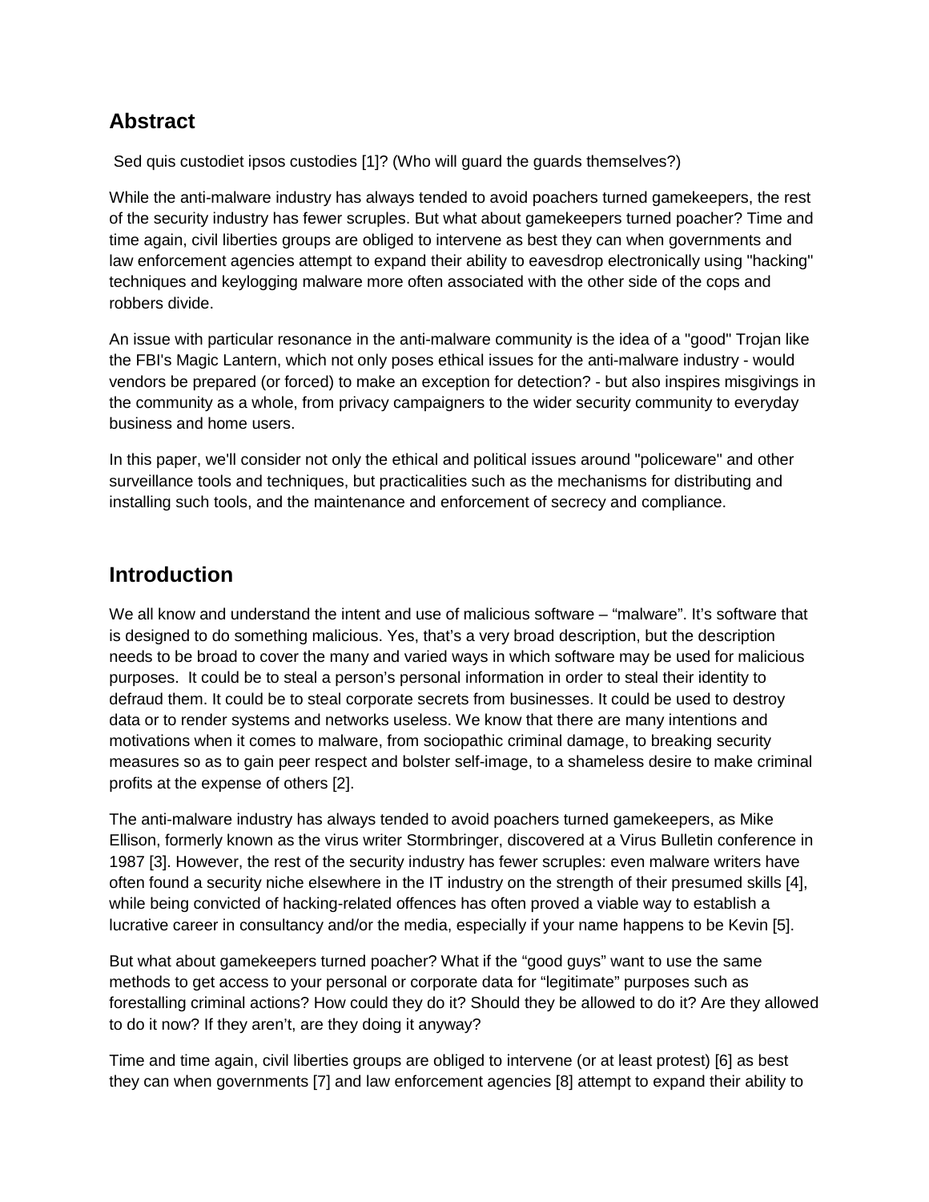## Abstract

Sed quis custodiet ipsos custodies [1]? (Who will guard the guards themselves?)

While the anti-malware industry has always tended to avoid poachers turned gamekeepers, the rest of the security industry has fewer scruples. But what about gamekeepers turned poacher? Time and time again, civil liberties groups are obliged to intervene as best they can when governments and law enforcement agencies attempt to expand their ability to eavesdrop electronically using "hacking" techniques and keylogging malware more often associated with the other side of the cops and robbers divide.

An issue with particular resonance in the anti-malware community is the idea of a "good" Trojan like the FBI's Magic Lantern, which not only poses ethical issues for the anti-malware industry - would vendors be prepared (or forced) to make an exception for detection? - but also inspires misgivings in the community as a whole, from privacy campaigners to the wider security community to everyday business and home users.

In this paper, we'll consider not only the ethical and political issues around "policeware" and other surveillance tools and techniques, but practicalities such as the mechanisms for distributing and installing such tools, and the maintenance and enforcement of secrecy and compliance.

## Introduction

We all know and understand the intent and use of malicious software – "malware". It's software that is designed to do something malicious. Yes, that's a very broad description, but the description needs to be broad to cover the many and varied ways in which software may be used for malicious purposes. It could be to steal a person's personal information in order to steal their identity to defraud them. It could be to steal corporate secrets from businesses. It could be used to destroy data or to render systems and networks useless. We know that there are many intentions and motivations when it comes to malware, from sociopathic criminal damage, to breaking security measures so as to gain peer respect and bolster self-image, to a shameless desire to make criminal profits at the expense of others [2].

The anti-malware industry has always tended to avoid poachers turned gamekeepers, as Mike Ellison, formerly known as the virus writer Stormbringer, discovered at a Virus Bulletin conference in 1987 [3]. However, the rest of the security industry has fewer scruples: even malware writers have often found a security niche elsewhere in the IT industry on the strength of their presumed skills [4], while being convicted of hacking-related offences has often proved a viable way to establish a lucrative career in consultancy and/or the media, especially if your name happens to be Kevin [5].

But what about gamekeepers turned poacher? What if the "good guys" want to use the same methods to get access to your personal or corporate data for "legitimate" purposes such as forestalling criminal actions? How could they do it? Should they be allowed to do it? Are they allowed to do it now? If they aren't, are they doing it anyway?

Time and time again, civil liberties groups are obliged to intervene (or at least protest) [6] as best they can when governments [7] and law enforcement agencies [8] attempt to expand their ability to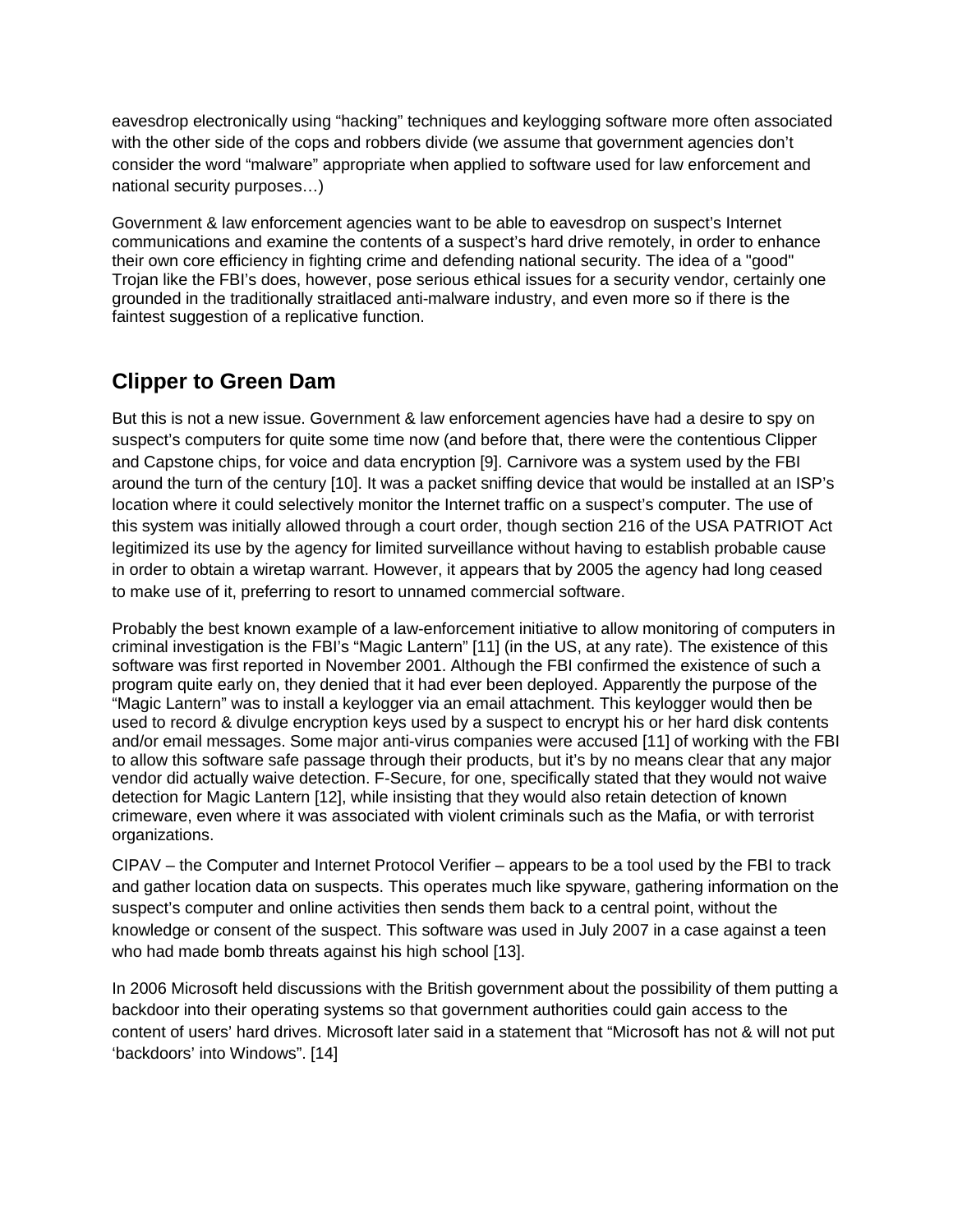eavesdrop electronically using "hacking" techniques and keylogging software more often associated with the other side of the cops and robbers divide (we assume that government agencies don't consider the word "malware" appropriate when applied to software used for law enforcement and national security purposes…)

Government & law enforcement agencies want to be able to eavesdrop on suspect's Internet communications and examine the contents of a suspect's hard drive remotely, in order to enhance their own core efficiency in fighting crime and defending national security. The idea of a "good" Trojan like the FBI's does, however, pose serious ethical issues for a security vendor, certainly one grounded in the traditionally straitlaced anti-malware industry, and even more so if there is the faintest suggestion of a replicative function.

## Clipper to Green Dam

But this is not a new issue. Government & law enforcement agencies have had a desire to spy on suspect's computers for quite some time now (and before that, there were the contentious Clipper and Capstone chips, for voice and data encryption [9]. Carnivore was a system used by the FBI around the turn of the century [10]. It was a packet sniffing device that would be installed at an ISP's location where it could selectively monitor the Internet traffic on a suspect's computer. The use of this system was initially allowed through a court order, though section 216 of the USA PATRIOT Act legitimized its use by the agency for limited surveillance without having to establish probable cause in order to obtain a wiretap warrant. However, it appears that by 2005 the agency had long ceased to make use of it, preferring to resort to unnamed commercial software.

Probably the best known example of a law-enforcement initiative to allow monitoring of computers in criminal investigation is the FBI's "Magic Lantern" [11] (in the US, at any rate). The existence of this software was first reported in November 2001. Although the FBI confirmed the existence of such a program quite early on, they denied that it had ever been deployed. Apparently the purpose of the "Magic Lantern" was to install a keylogger via an email attachment. This keylogger would then be used to record & divulge encryption keys used by a suspect to encrypt his or her hard disk contents and/or email messages. Some major anti-virus companies were accused [11] of working with the FBI to allow this software safe passage through their products, but it's by no means clear that any major vendor did actually waive detection. F-Secure, for one, specifically stated that they would not waive detection for Magic Lantern [12], while insisting that they would also retain detection of known crimeware, even where it was associated with violent criminals such as the Mafia, or with terrorist organizations.

CIPAV – the Computer and Internet Protocol Verifier – appears to be a tool used by the FBI to track and gather location data on suspects. This operates much like spyware, gathering information on the suspect's computer and online activities then sends them back to a central point, without the knowledge or consent of the suspect. This software was used in July 2007 in a case against a teen who had made bomb threats against his high school [13].

In 2006 Microsoft held discussions with the British government about the possibility of them putting a backdoor into their operating systems so that government authorities could gain access to the content of users' hard drives. Microsoft later said in a statement that "Microsoft has not & will not put 'backdoors' into Windows". [14]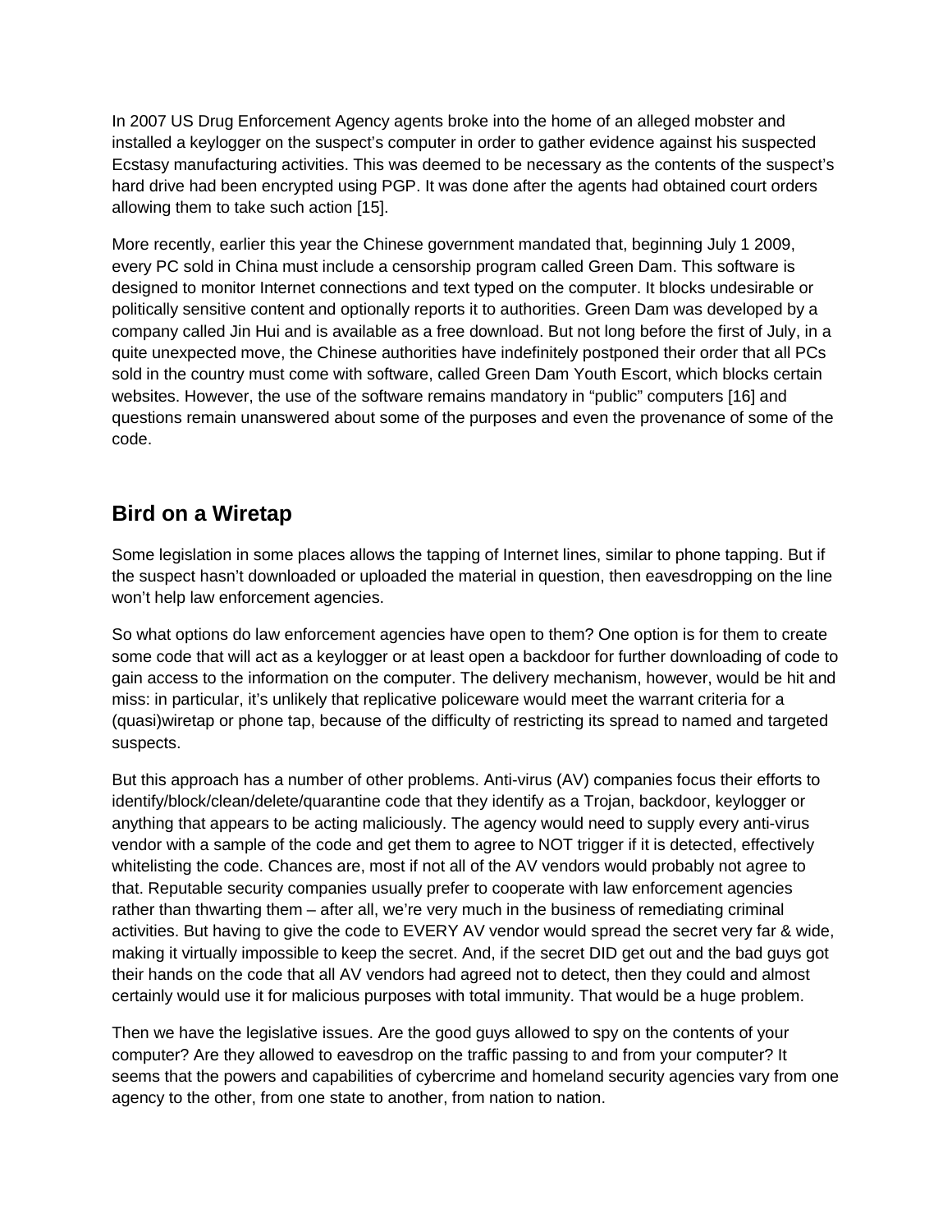In 2007 US Drug Enforcement Agency agents broke into the home of an alleged mobster and installed a keylogger on the suspect's computer in order to gather evidence against his suspected Ecstasy manufacturing activities. This was deemed to be necessary as the contents of the suspect's hard drive had been encrypted using PGP. It was done after the agents had obtained court orders allowing them to take such action [15].

More recently, earlier this year the Chinese government mandated that, beginning July 1 2009, every PC sold in China must include a censorship program called Green Dam. This software is designed to monitor Internet connections and text typed on the computer. It blocks undesirable or politically sensitive content and optionally reports it to authorities. Green Dam was developed by a company called Jin Hui and is available as a free download. But not long before the first of July, in a quite unexpected move, the Chinese authorities have indefinitely postponed their order that all PCs sold in the country must come with software, called Green Dam Youth Escort, which blocks certain websites. However, the use of the software remains mandatory in "public" computers [16] and questions remain unanswered about some of the purposes and even the provenance of some of the code.

## Bird on a Wiretap

Some legislation in some places allows the tapping of Internet lines, similar to phone tapping. But if the suspect hasn't downloaded or uploaded the material in question, then eavesdropping on the line won't help law enforcement agencies.

So what options do law enforcement agencies have open to them? One option is for them to create some code that will act as a keylogger or at least open a backdoor for further downloading of code to gain access to the information on the computer. The delivery mechanism, however, would be hit and miss: in particular, it's unlikely that replicative policeware would meet the warrant criteria for a (quasi)wiretap or phone tap, because of the difficulty of restricting its spread to named and targeted suspects.

But this approach has a number of other problems. Anti-virus (AV) companies focus their efforts to identify/block/clean/delete/quarantine code that they identify as a Trojan, backdoor, keylogger or anything that appears to be acting maliciously. The agency would need to supply every anti-virus vendor with a sample of the code and get them to agree to NOT trigger if it is detected, effectively whitelisting the code. Chances are, most if not all of the AV vendors would probably not agree to that. Reputable security companies usually prefer to cooperate with law enforcement agencies rather than thwarting them – after all, we're very much in the business of remediating criminal activities. But having to give the code to EVERY AV vendor would spread the secret very far & wide, making it virtually impossible to keep the secret. And, if the secret DID get out and the bad guys got their hands on the code that all AV vendors had agreed not to detect, then they could and almost certainly would use it for malicious purposes with total immunity. That would be a huge problem.

Then we have the legislative issues. Are the good guys allowed to spy on the contents of your computer? Are they allowed to eavesdrop on the traffic passing to and from your computer? It seems that the powers and capabilities of cybercrime and homeland security agencies vary from one agency to the other, from one state to another, from nation to nation.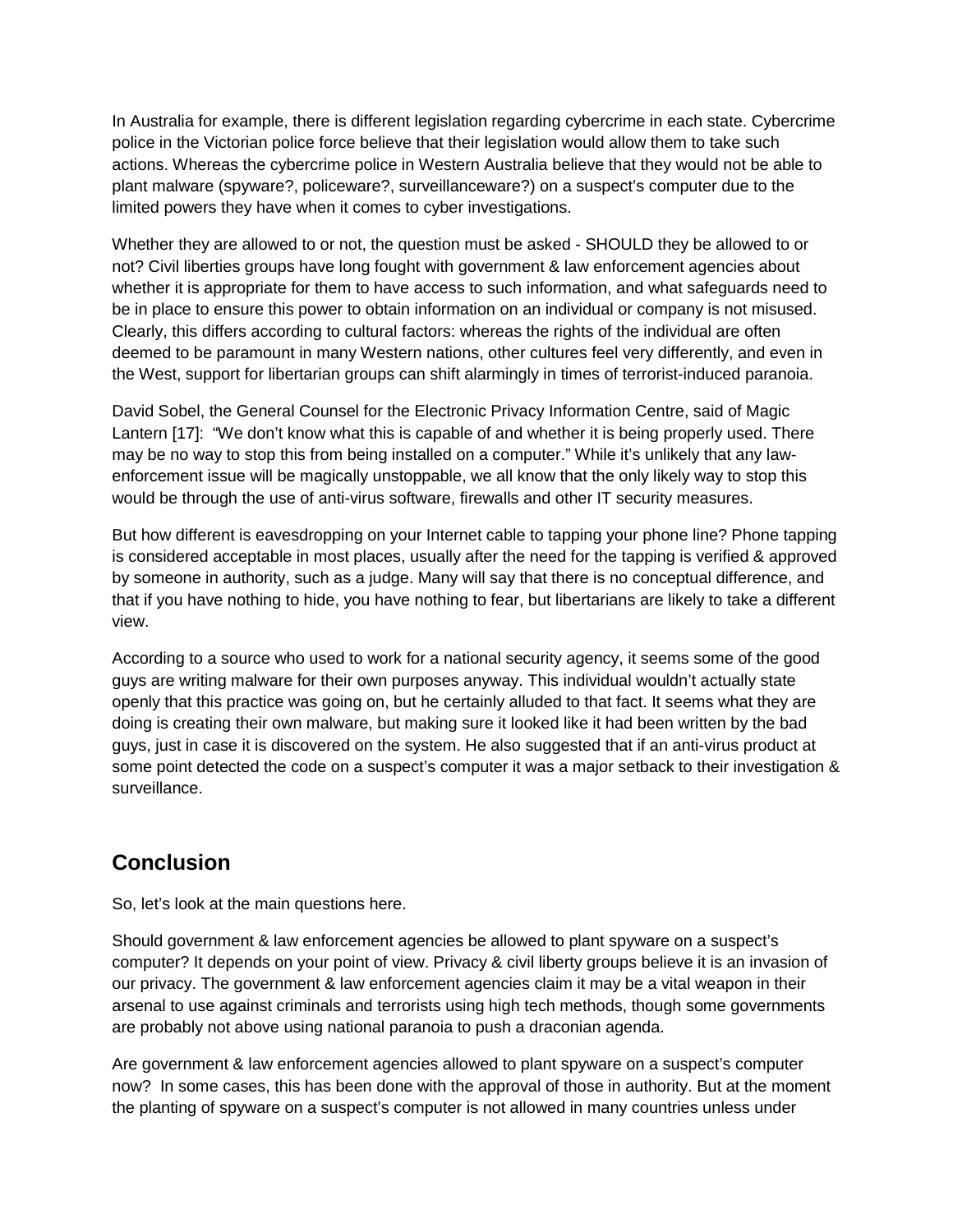In Australia for example, there is different legislation regarding cybercrime in each state. Cybercrime police in the Victorian police force believe that their legislation would allow them to take such actions. Whereas the cybercrime police in Western Australia believe that they would not be able to plant malware (spyware?, policeware?, surveillanceware?) on a suspect's computer due to the limited powers they have when it comes to cyber investigations.

Whether they are allowed to or not, the question must be asked - SHOULD they be allowed to or not? Civil liberties groups have long fought with government & law enforcement agencies about whether it is appropriate for them to have access to such information, and what safeguards need to be in place to ensure this power to obtain information on an individual or company is not misused. Clearly, this differs according to cultural factors: whereas the rights of the individual are often deemed to be paramount in many Western nations, other cultures feel very differently, and even in the West, support for libertarian groups can shift alarmingly in times of terrorist-induced paranoia.

David Sobel, the General Counsel for the Electronic Privacy Information Centre, said of Magic Lantern [17]: "We don't know what this is capable of and whether it is being properly used. There may be no way to stop this from being installed on a computer." While it's unlikely that any law-enforcement issue will be magically unstoppable, we all know that the only likely way to stop this would be through the use of anti-virus software, firewalls and other IT security measures.

But how different is eavesdropping on your Internet cable to tapping your phone line? Phone tapping is considered acceptable in most places, usually after the need for the tapping is verified & approved by someone in authority, such as a judge. Many will say that there is no conceptual difference, and that if you have nothing to hide, you have nothing to fear, but libertarians are likely to take a different view.

According to a source who used to work for a national security agency, it seems some of the good guys are writing malware for their own purposes anyway. This individual wouldn't actually state openly that this practice was going on, but he certainly alluded to that fact. It seems what they are doing is creating their own malware, but making sure it looked like it had been written by the bad guys, just in case it is discovered on the system. He also suggested that if an anti-virus product at some point detected the code on a suspect's computer it was a major setback to their investigation & surveillance.

## Conclusion

So, let's look at the main questions here.

Should government & law enforcement agencies be allowed to plant spyware on a suspect's computer? It depends on your point of view. Privacy & civil liberty groups believe it is an invasion of our privacy. The government & law enforcement agencies claim it may be a vital weapon in their arsenal to use against criminals and terrorists using high tech methods, though some governments are probably not above using national paranoia to push a draconian agenda.

Are government & law enforcement agencies allowed to plant spyware on a suspect's computer now? In some cases, this has been done with the approval of those in authority. But at the moment the planting of spyware on a suspect's computer is not allowed in many countries unless under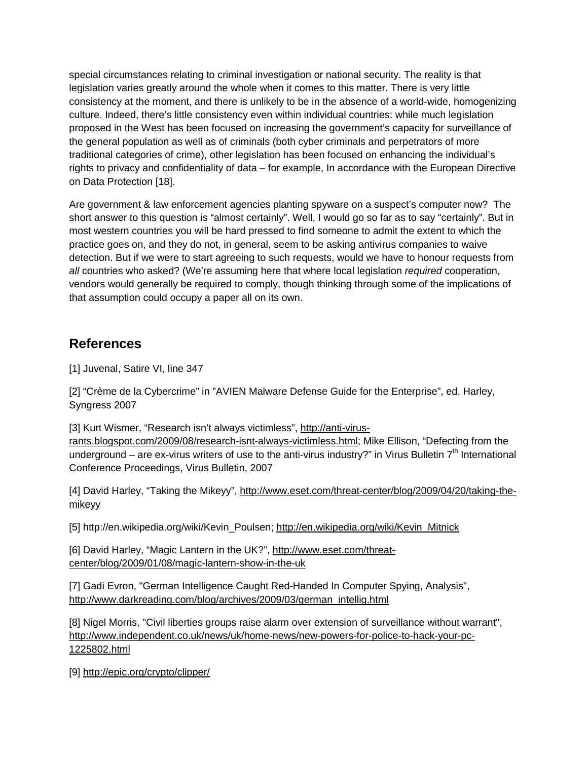special circumstances relating to criminal investigation or national security. The reality is that legislation varies greatly around the whole when it comes to this matter. There is very little consistency at the moment, and there is unlikely to be in the absence of a world-wide, homogenizing culture. Indeed, there's little consistency even within individual countries: while much legislation proposed in the West has been focused on increasing the government's capacity for surveillance of the general population as well as of criminals (both cyber criminals and perpetrators of more traditional categories of crime), other legislation has been focused on enhancing the individual's rights to privacy and confidentiality of data – for example, In accordance with the European Directive on Data Protection [18].

Are government & law enforcement agencies planting spyware on a suspect's computer now? The short answer to this question is "almost certainly". Well, I would go so far as to say "certainly". But in most western countries you will be hard pressed to find someone to admit the extent to which the practice goes on, and they do not, in general, seem to be asking antivirus companies to waive detection. But if we were to start agreeing to such requests, would we have to honour requests from *all* countries who asked? (We're assuming here that where local legislation *required* cooperation, vendors would generally be required to comply, though thinking through some of the implications of that assumption could occupy a paper all on its own.

## References

[1] Juvenal, Satire VI, line 347

[2] "Crème de la Cybercrime" in "AVIEN Malware Defense Guide for the Enterprise", ed. Harley, Syngress 2007

[3] Kurt Wismer, "Research isn't always victimless", http://anti-virus-rants.blogspot.com/2009/08/research-isnt-always-victimless.html; Mike Ellison, "Defecting from the underground – are ex-virus writers of use to the anti-virus industry?" in Virus Bulletin 7th International Conference Proceedings, Virus Bulletin, 2007

[4] David Harley, "Taking the Mikeyy", http://www.eset.com/threat-center/blog/2009/04/20/taking-the-mikeyy

[5] http://en.wikipedia.org/wiki/Kevin_Poulsen; http://en.wikipedia.org/wiki/Kevin_Mitnick

[6] David Harley, "Magic Lantern in the UK?", http://www.eset.com/threat-center/blog/2009/01/08/magic-lantern-show-in-the-uk

[7] Gadi Evron, "German Intelligence Caught Red-Handed In Computer Spying, Analysis", http://www.darkreading.com/blog/archives/2009/03/german_intellig.html

[8] Nigel Morris, "Civil liberties groups raise alarm over extension of surveillance without warrant", http://www.independent.co.uk/news/uk/home-news/new-powers-for-police-to-hack-your-pc-1225802.html

[9] http://epic.org/crypto/clipper/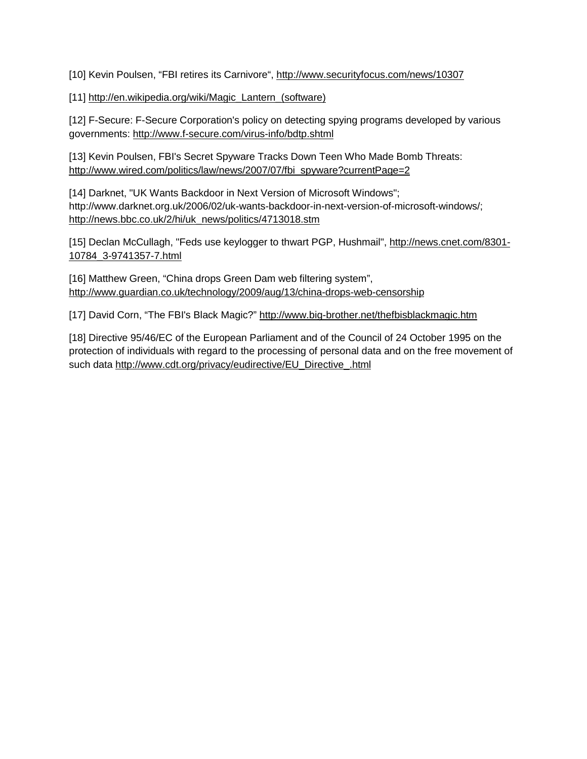[10] Kevin Poulsen, "FBI retires its Carnivore", http://www.securityfocus.com/news/10307

[11] http://en.wikipedia.org/wiki/Magic_Lantern_(software)

[12] F-Secure: F-Secure Corporation's policy on detecting spying programs developed by various governments: http://www.f-secure.com/virus-info/bdtp.shtml

[13] Kevin Poulsen, FBI's Secret Spyware Tracks Down Teen Who Made Bomb Threats: http://www.wired.com/politics/law/news/2007/07/fbi_spyware?currentPage=2

[14] Darknet, "UK Wants Backdoor in Next Version of Microsoft Windows"; http://www.darknet.org.uk/2006/02/uk-wants-backdoor-in-next-version-of-microsoft-windows/; http://news.bbc.co.uk/2/hi/uk_news/politics/4713018.stm

[15] Declan McCullagh, "Feds use keylogger to thwart PGP, Hushmail", http://news.cnet.com/8301-10784_3-9741357-7.html

[16] Matthew Green, "China drops Green Dam web filtering system", http://www.guardian.co.uk/technology/2009/aug/13/china-drops-web-censorship

[17] David Corn, "The FBI's Black Magic?" http://www.big-brother.net/thefbisblackmagic.htm

[18] Directive 95/46/EC of the European Parliament and of the Council of 24 October 1995 on the protection of individuals with regard to the processing of personal data and on the free movement of such data http://www.cdt.org/privacy/eudirective/EU_Directive_.html